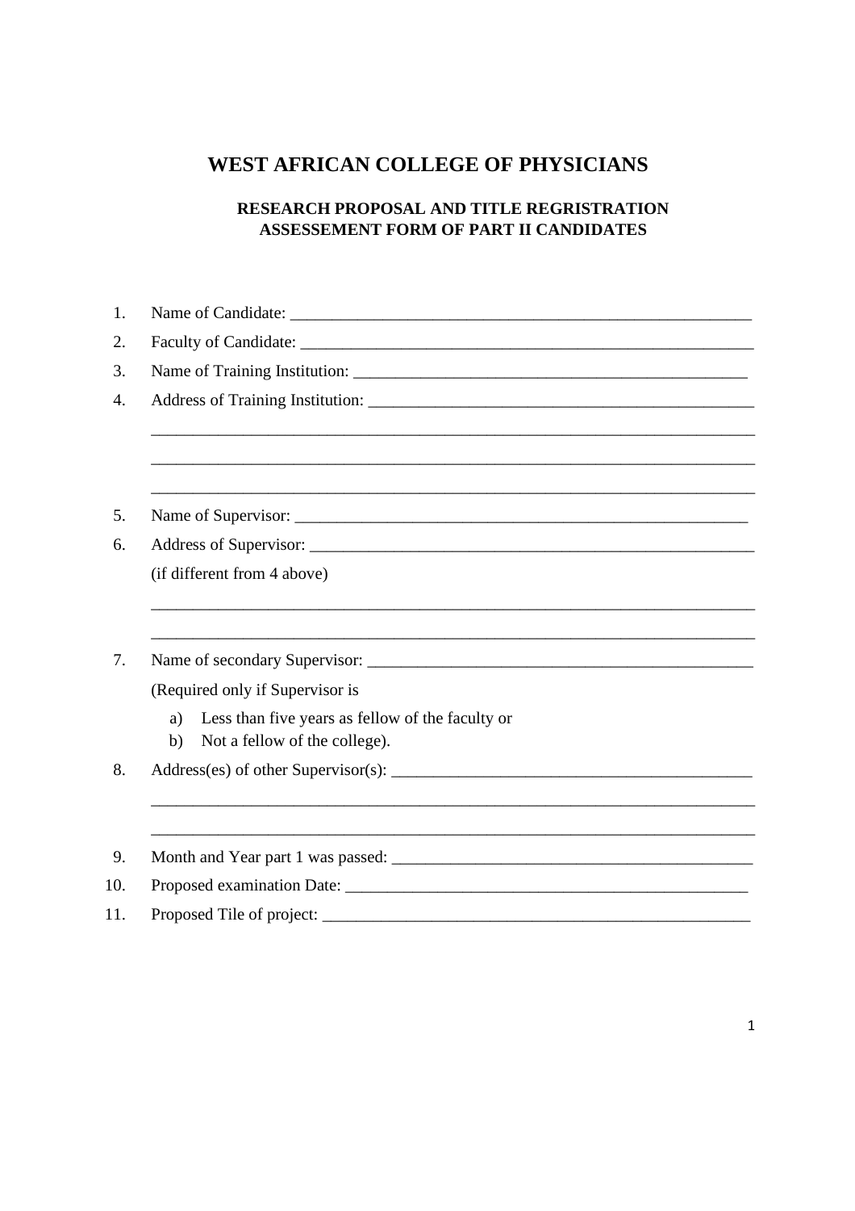# WEST AFRICAN COLLEGE OF PHYSICIANS

## RESEARCH PROPOSAL AND TITLE REGRISTRATION ASSESSEMENT FORM OF PART II CANDIDATES

1. Name of Candidate: ______________________________________________________
2. Faculty of Candidate: _____________________________________________________
3. Name of Training Institution: ______________________________________________
4. Address of Training Institution: ____________________________________________

   ________________________________________________________________________

   ________________________________________________________________________

   ________________________________________________________________________
5. Name of Supervisor: _____________________________________________________
6. Address of Supervisor: ___________________________________________________

   (if different from 4 above)

   ________________________________________________________________________

   ________________________________________________________________________
7. Name of secondary Supervisor: _____________________________________________

   (Required only if Supervisor is
   a) Less than five years as fellow of the faculty or
   b) Not a fellow of the college).
8. Address(es) of other Supervisor(s): __________________________________________

   ________________________________________________________________________

   ________________________________________________________________________
9. Month and Year part 1 was passed: _________________________________________
10. Proposed examination Date: _______________________________________________
11. Proposed Tile of project: _________________________________________________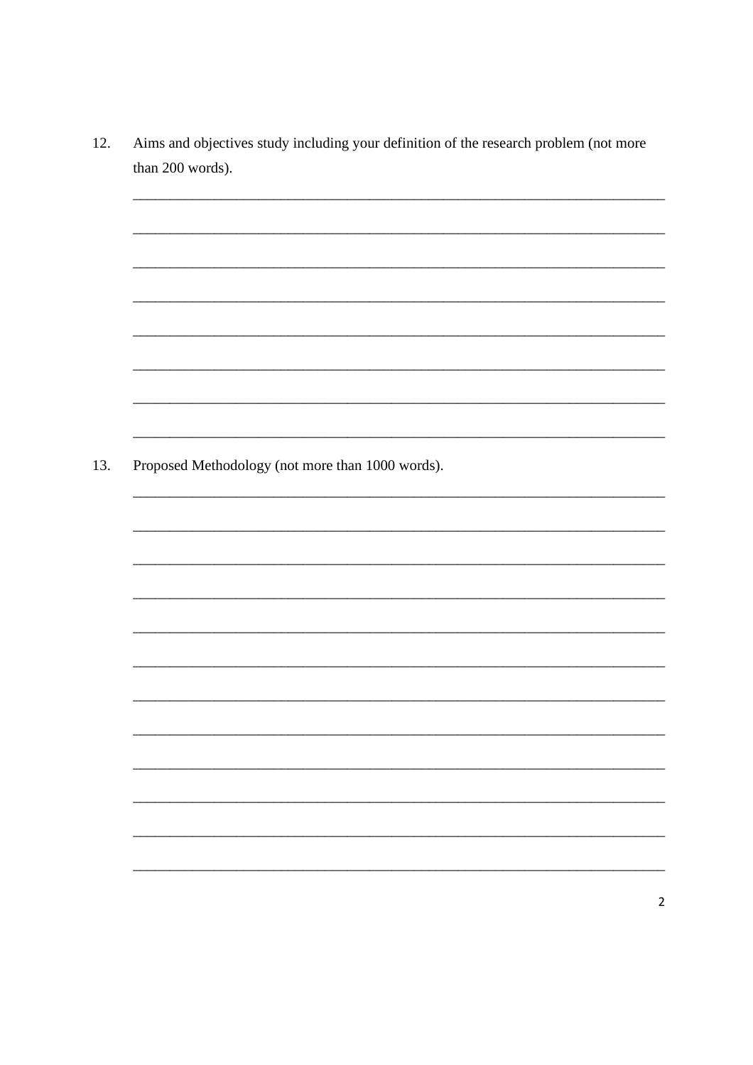12. Aims and objectives study including your definition of the research problem (not more than 200 words).

________________________________________________________________________

________________________________________________________________________

________________________________________________________________________

________________________________________________________________________

________________________________________________________________________

________________________________________________________________________

________________________________________________________________________

________________________________________________________________________

13. Proposed Methodology (not more than 1000 words).

________________________________________________________________________

________________________________________________________________________

________________________________________________________________________

________________________________________________________________________

________________________________________________________________________

________________________________________________________________________

________________________________________________________________________

________________________________________________________________________

________________________________________________________________________

________________________________________________________________________

________________________________________________________________________

________________________________________________________________________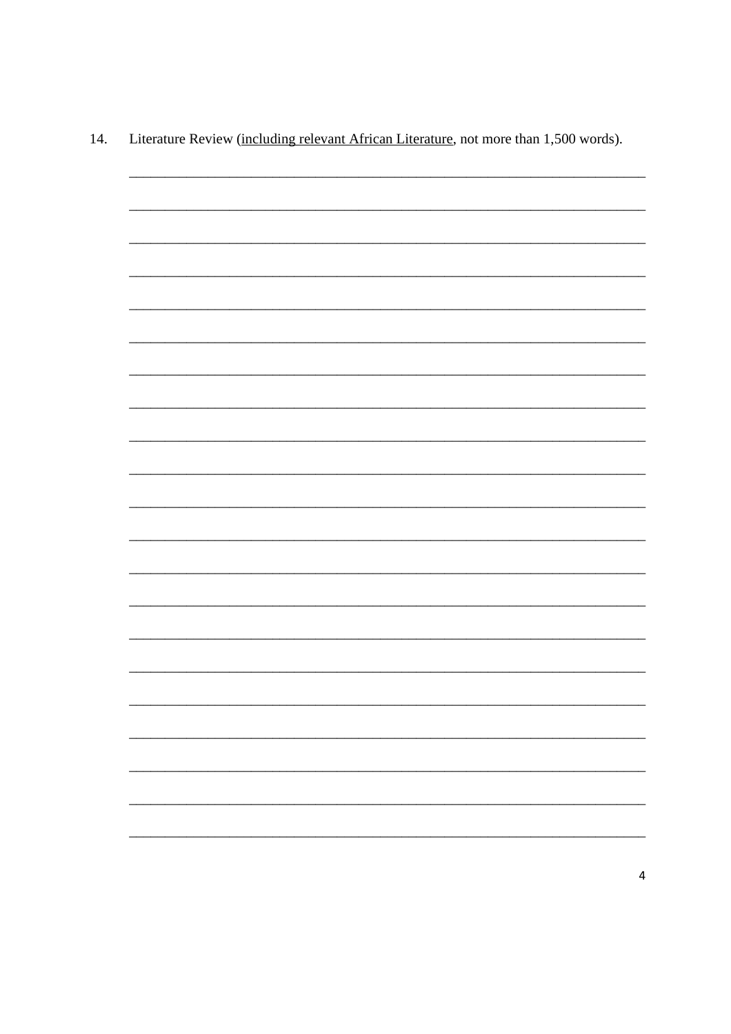14. Literature Review (<u>including relevant African Literature</u>, not more than 1,500 words).

\_\_\_\_\_\_\_\_\_\_\_\_\_\_\_\_\_\_\_\_\_\_\_\_\_\_\_\_\_\_\_\_\_\_\_\_\_\_\_\_\_\_\_\_\_\_\_\_\_\_\_\_\_\_\_\_\_\_\_\_\_\_\_\_\_\_\_\_\_\_\_\_

\_\_\_\_\_\_\_\_\_\_\_\_\_\_\_\_\_\_\_\_\_\_\_\_\_\_\_\_\_\_\_\_\_\_\_\_\_\_\_\_\_\_\_\_\_\_\_\_\_\_\_\_\_\_\_\_\_\_\_\_\_\_\_\_\_\_\_\_\_\_\_\_

\_\_\_\_\_\_\_\_\_\_\_\_\_\_\_\_\_\_\_\_\_\_\_\_\_\_\_\_\_\_\_\_\_\_\_\_\_\_\_\_\_\_\_\_\_\_\_\_\_\_\_\_\_\_\_\_\_\_\_\_\_\_\_\_\_\_\_\_\_\_\_\_

\_\_\_\_\_\_\_\_\_\_\_\_\_\_\_\_\_\_\_\_\_\_\_\_\_\_\_\_\_\_\_\_\_\_\_\_\_\_\_\_\_\_\_\_\_\_\_\_\_\_\_\_\_\_\_\_\_\_\_\_\_\_\_\_\_\_\_\_\_\_\_\_

\_\_\_\_\_\_\_\_\_\_\_\_\_\_\_\_\_\_\_\_\_\_\_\_\_\_\_\_\_\_\_\_\_\_\_\_\_\_\_\_\_\_\_\_\_\_\_\_\_\_\_\_\_\_\_\_\_\_\_\_\_\_\_\_\_\_\_\_\_\_\_\_

\_\_\_\_\_\_\_\_\_\_\_\_\_\_\_\_\_\_\_\_\_\_\_\_\_\_\_\_\_\_\_\_\_\_\_\_\_\_\_\_\_\_\_\_\_\_\_\_\_\_\_\_\_\_\_\_\_\_\_\_\_\_\_\_\_\_\_\_\_\_\_\_

\_\_\_\_\_\_\_\_\_\_\_\_\_\_\_\_\_\_\_\_\_\_\_\_\_\_\_\_\_\_\_\_\_\_\_\_\_\_\_\_\_\_\_\_\_\_\_\_\_\_\_\_\_\_\_\_\_\_\_\_\_\_\_\_\_\_\_\_\_\_\_\_

\_\_\_\_\_\_\_\_\_\_\_\_\_\_\_\_\_\_\_\_\_\_\_\_\_\_\_\_\_\_\_\_\_\_\_\_\_\_\_\_\_\_\_\_\_\_\_\_\_\_\_\_\_\_\_\_\_\_\_\_\_\_\_\_\_\_\_\_\_\_\_\_

\_\_\_\_\_\_\_\_\_\_\_\_\_\_\_\_\_\_\_\_\_\_\_\_\_\_\_\_\_\_\_\_\_\_\_\_\_\_\_\_\_\_\_\_\_\_\_\_\_\_\_\_\_\_\_\_\_\_\_\_\_\_\_\_\_\_\_\_\_\_\_\_

\_\_\_\_\_\_\_\_\_\_\_\_\_\_\_\_\_\_\_\_\_\_\_\_\_\_\_\_\_\_\_\_\_\_\_\_\_\_\_\_\_\_\_\_\_\_\_\_\_\_\_\_\_\_\_\_\_\_\_\_\_\_\_\_\_\_\_\_\_\_\_\_

\_\_\_\_\_\_\_\_\_\_\_\_\_\_\_\_\_\_\_\_\_\_\_\_\_\_\_\_\_\_\_\_\_\_\_\_\_\_\_\_\_\_\_\_\_\_\_\_\_\_\_\_\_\_\_\_\_\_\_\_\_\_\_\_\_\_\_\_\_\_\_\_

\_\_\_\_\_\_\_\_\_\_\_\_\_\_\_\_\_\_\_\_\_\_\_\_\_\_\_\_\_\_\_\_\_\_\_\_\_\_\_\_\_\_\_\_\_\_\_\_\_\_\_\_\_\_\_\_\_\_\_\_\_\_\_\_\_\_\_\_\_\_\_\_

\_\_\_\_\_\_\_\_\_\_\_\_\_\_\_\_\_\_\_\_\_\_\_\_\_\_\_\_\_\_\_\_\_\_\_\_\_\_\_\_\_\_\_\_\_\_\_\_\_\_\_\_\_\_\_\_\_\_\_\_\_\_\_\_\_\_\_\_\_\_\_\_

\_\_\_\_\_\_\_\_\_\_\_\_\_\_\_\_\_\_\_\_\_\_\_\_\_\_\_\_\_\_\_\_\_\_\_\_\_\_\_\_\_\_\_\_\_\_\_\_\_\_\_\_\_\_\_\_\_\_\_\_\_\_\_\_\_\_\_\_\_\_\_\_

\_\_\_\_\_\_\_\_\_\_\_\_\_\_\_\_\_\_\_\_\_\_\_\_\_\_\_\_\_\_\_\_\_\_\_\_\_\_\_\_\_\_\_\_\_\_\_\_\_\_\_\_\_\_\_\_\_\_\_\_\_\_\_\_\_\_\_\_\_\_\_\_

\_\_\_\_\_\_\_\_\_\_\_\_\_\_\_\_\_\_\_\_\_\_\_\_\_\_\_\_\_\_\_\_\_\_\_\_\_\_\_\_\_\_\_\_\_\_\_\_\_\_\_\_\_\_\_\_\_\_\_\_\_\_\_\_\_\_\_\_\_\_\_\_

\_\_\_\_\_\_\_\_\_\_\_\_\_\_\_\_\_\_\_\_\_\_\_\_\_\_\_\_\_\_\_\_\_\_\_\_\_\_\_\_\_\_\_\_\_\_\_\_\_\_\_\_\_\_\_\_\_\_\_\_\_\_\_\_\_\_\_\_\_\_\_\_

\_\_\_\_\_\_\_\_\_\_\_\_\_\_\_\_\_\_\_\_\_\_\_\_\_\_\_\_\_\_\_\_\_\_\_\_\_\_\_\_\_\_\_\_\_\_\_\_\_\_\_\_\_\_\_\_\_\_\_\_\_\_\_\_\_\_\_\_\_\_\_\_

\_\_\_\_\_\_\_\_\_\_\_\_\_\_\_\_\_\_\_\_\_\_\_\_\_\_\_\_\_\_\_\_\_\_\_\_\_\_\_\_\_\_\_\_\_\_\_\_\_\_\_\_\_\_\_\_\_\_\_\_\_\_\_\_\_\_\_\_\_\_\_\_

\_\_\_\_\_\_\_\_\_\_\_\_\_\_\_\_\_\_\_\_\_\_\_\_\_\_\_\_\_\_\_\_\_\_\_\_\_\_\_\_\_\_\_\_\_\_\_\_\_\_\_\_\_\_\_\_\_\_\_\_\_\_\_\_\_\_\_\_\_\_\_\_

\_\_\_\_\_\_\_\_\_\_\_\_\_\_\_\_\_\_\_\_\_\_\_\_\_\_\_\_\_\_\_\_\_\_\_\_\_\_\_\_\_\_\_\_\_\_\_\_\_\_\_\_\_\_\_\_\_\_\_\_\_\_\_\_\_\_\_\_\_\_\_\_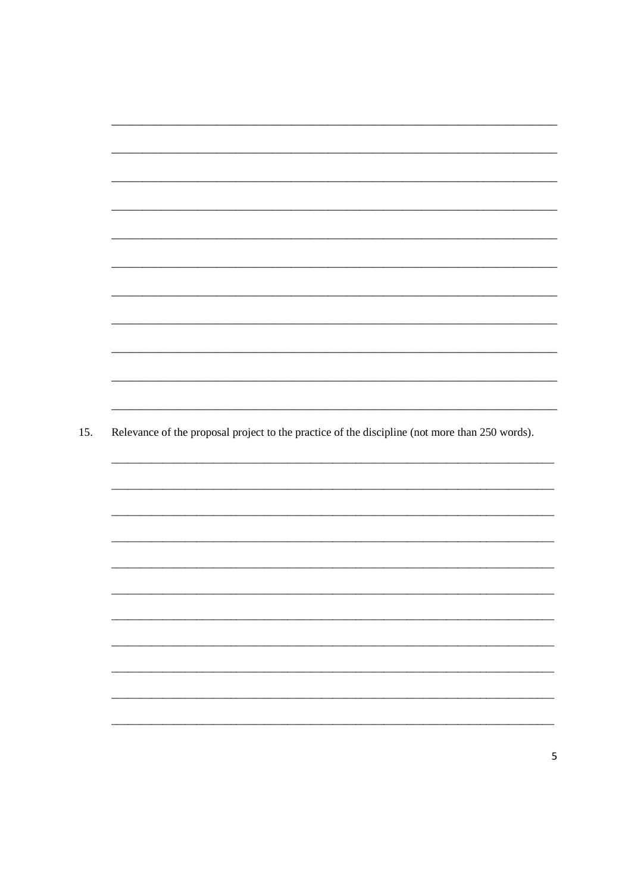15. Relevance of the proposal project to the practice of the discipline (not more than 250 words).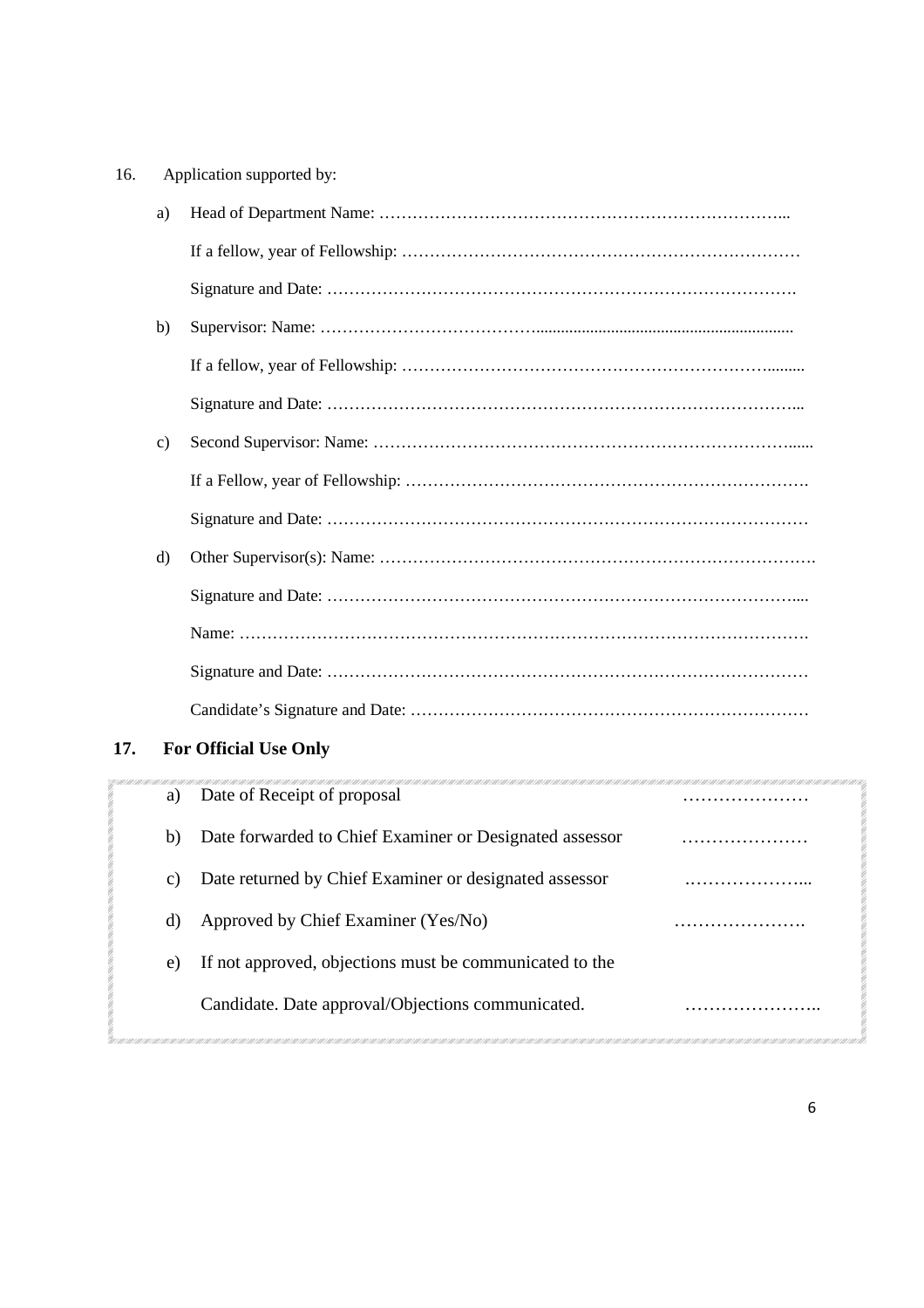16. Application supported by:

 a) Head of Department Name: ………………………………………………………………...

 If a fellow, year of Fellowship: ………………………………………………………………

 Signature and Date: ……………………………………………………………………….

 b) Supervisor: Name: ……………………………….............................................................

 If a fellow, year of Fellowship: …………………………………………………………..........

 Signature and Date: ……………………………………………………………………...

 c) Second Supervisor: Name: ……………………………………………………………….......

 If a Fellow, year of Fellowship: ……………………………………………………………….

 Signature and Date: …………………………………………………………………………

 d) Other Supervisor(s): Name: …………………………………………………………………….

 Signature and Date: ……………………………………………………………………....

 Name: ………………………………………………………………………………………….

 Signature and Date: …………………………………………………………………………

 Candidate's Signature and Date: ………………………………………………………………

**17. For Official Use Only**

| | | |
|---|---|---|
| a) | Date of Receipt of proposal | ………………… |
| b) | Date forwarded to Chief Examiner or Designated assessor | ………………… |
| c) | Date returned by Chief Examiner or designated assessor | ………………... |
| d) | Approved by Chief Examiner (Yes/No) | …………………. |
| e) | If not approved, objections must be communicated to the Candidate. Date approval/Objections communicated. | ………………….. |